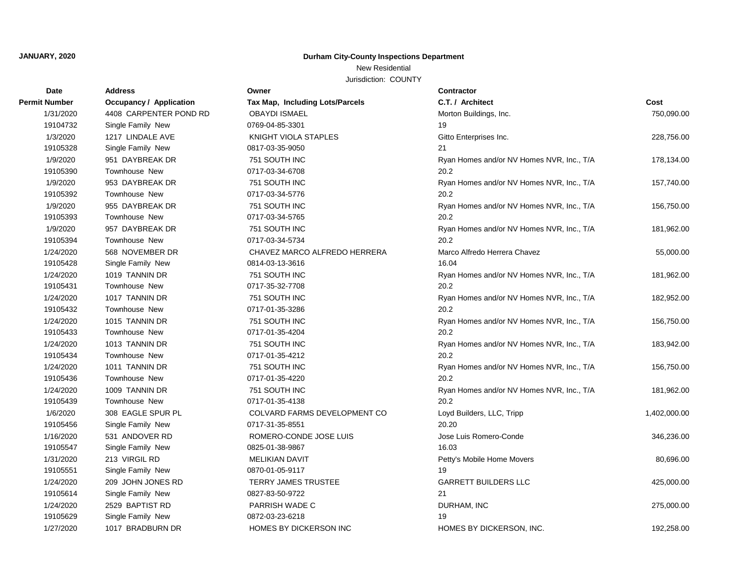**JANUARY, 2020**

**Durham City-County Inspections Department**

New Residential

Jurisdiction: COUNTY

| Date<br>Permit Number | Address<br>Occupancy / Application | Owner<br>Tax Map, Including Lots/Parcels | Contractor<br>C.T. / Architect | Cost |
|---|---|---|---|---|
| 1/31/2020<br>19104732 | 4408 CARPENTER POND RD<br>Single Family New | OBAYDI ISMAEL<br>0769-04-85-3301 | Morton Buildings, Inc.<br>19 | 750,090.00 |
| 1/3/2020<br>19105328 | 1217 LINDALE AVE<br>Single Family New | KNIGHT VIOLA STAPLES<br>0817-03-35-9050 | Gitto Enterprises Inc.<br>21 | 228,756.00 |
| 1/9/2020<br>19105390 | 951 DAYBREAK DR<br>Townhouse New | 751 SOUTH INC<br>0717-03-34-6708 | Ryan Homes and/or NV Homes NVR, Inc., T/A<br>20.2 | 178,134.00 |
| 1/9/2020<br>19105392 | 953 DAYBREAK DR<br>Townhouse New | 751 SOUTH INC<br>0717-03-34-5776 | Ryan Homes and/or NV Homes NVR, Inc., T/A<br>20.2 | 157,740.00 |
| 1/9/2020<br>19105393 | 955 DAYBREAK DR<br>Townhouse New | 751 SOUTH INC<br>0717-03-34-5765 | Ryan Homes and/or NV Homes NVR, Inc., T/A<br>20.2 | 156,750.00 |
| 1/9/2020<br>19105394 | 957 DAYBREAK DR<br>Townhouse New | 751 SOUTH INC<br>0717-03-34-5734 | Ryan Homes and/or NV Homes NVR, Inc., T/A<br>20.2 | 181,962.00 |
| 1/24/2020<br>19105428 | 568 NOVEMBER DR<br>Single Family New | CHAVEZ MARCO ALFREDO HERRERA<br>0814-03-13-3616 | Marco Alfredo Herrera Chavez<br>16.04 | 55,000.00 |
| 1/24/2020<br>19105431 | 1019 TANNIN DR<br>Townhouse New | 751 SOUTH INC<br>0717-35-32-7708 | Ryan Homes and/or NV Homes NVR, Inc., T/A<br>20.2 | 181,962.00 |
| 1/24/2020<br>19105432 | 1017 TANNIN DR<br>Townhouse New | 751 SOUTH INC<br>0717-01-35-3286 | Ryan Homes and/or NV Homes NVR, Inc., T/A<br>20.2 | 182,952.00 |
| 1/24/2020<br>19105433 | 1015 TANNIN DR<br>Townhouse New | 751 SOUTH INC<br>0717-01-35-4204 | Ryan Homes and/or NV Homes NVR, Inc., T/A<br>20.2 | 156,750.00 |
| 1/24/2020<br>19105434 | 1013 TANNIN DR<br>Townhouse New | 751 SOUTH INC<br>0717-01-35-4212 | Ryan Homes and/or NV Homes NVR, Inc., T/A<br>20.2 | 183,942.00 |
| 1/24/2020<br>19105436 | 1011 TANNIN DR<br>Townhouse New | 751 SOUTH INC<br>0717-01-35-4220 | Ryan Homes and/or NV Homes NVR, Inc., T/A<br>20.2 | 156,750.00 |
| 1/24/2020<br>19105439 | 1009 TANNIN DR<br>Townhouse New | 751 SOUTH INC<br>0717-01-35-4138 | Ryan Homes and/or NV Homes NVR, Inc., T/A<br>20.2 | 181,962.00 |
| 1/6/2020<br>19105456 | 308 EAGLE SPUR PL<br>Single Family New | COLVARD FARMS DEVELOPMENT CO<br>0717-31-35-8551 | Loyd Builders, LLC, Tripp<br>20.20 | 1,402,000.00 |
| 1/16/2020<br>19105547 | 531 ANDOVER RD<br>Single Family New | ROMERO-CONDE JOSE LUIS<br>0825-01-38-9867 | Jose Luis Romero-Conde<br>16.03 | 346,236.00 |
| 1/31/2020<br>19105551 | 213 VIRGIL RD<br>Single Family New | MELIKIAN DAVIT<br>0870-01-05-9117 | Petty's Mobile Home Movers<br>19 | 80,696.00 |
| 1/24/2020<br>19105614 | 209 JOHN JONES RD<br>Single Family New | TERRY JAMES TRUSTEE<br>0827-83-50-9722 | GARRETT BUILDERS LLC<br>21 | 425,000.00 |
| 1/24/2020<br>19105629 | 2529 BAPTIST RD<br>Single Family New | PARRISH WADE C<br>0872-03-23-6218 | DURHAM, INC<br>19 | 275,000.00 |
| 1/27/2020 | 1017 BRADBURN DR | HOMES BY DICKERSON INC | HOMES BY DICKERSON, INC. | 192,258.00 |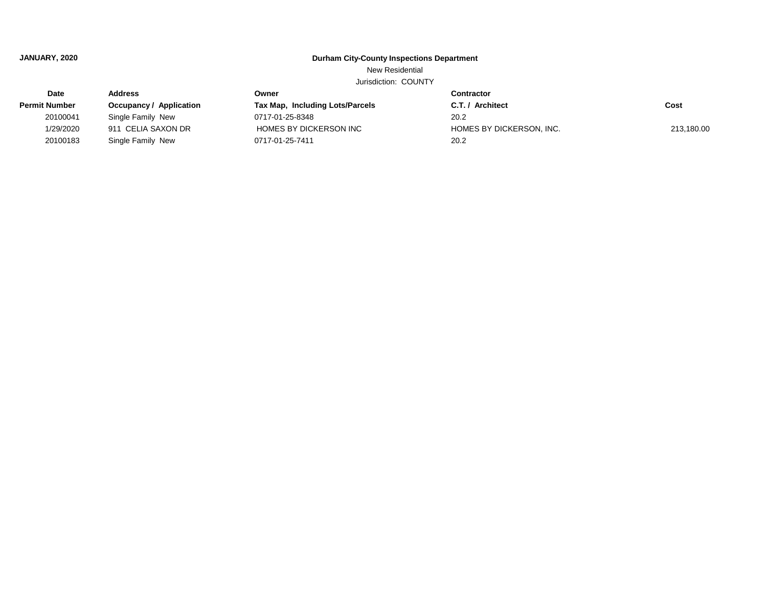**JANUARY, 2020**

**Durham City-County Inspections Department**

New Residential

Jurisdiction: COUNTY

| Date<br>Permit Number | Address<br>Occupancy / Application | Owner<br>Tax Map, Including Lots/Parcels | Contractor<br>C.T. / Architect | Cost |
|---|---|---|---|---|
| 20100041 | Single Family New | 0717-01-25-8348 | 20.2 | |
| 1/29/2020 | 911 CELIA SAXON DR | HOMES BY DICKERSON INC | HOMES BY DICKERSON, INC. | 213,180.00 |
| 20100183 | Single Family New | 0717-01-25-7411 | 20.2 | |